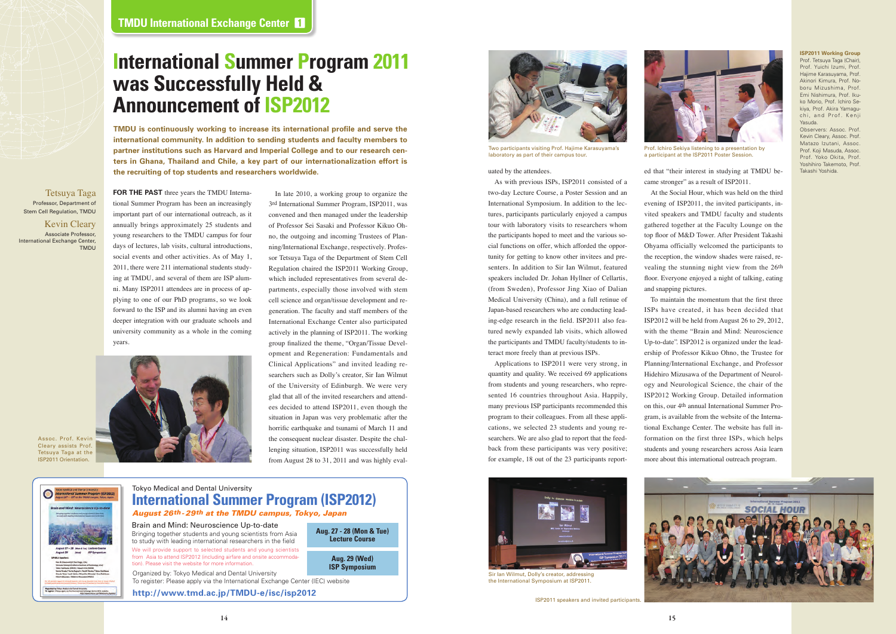# International Summer Program 2011 was Successfully Held & Announcement of ISP2012

**TMDU is continuously working to increase its international profile and serve the international community. In addition to sending students and faculty members to partner institutions such as Harvard and Imperial College and to our research centers in Ghana, Thailand and Chile, a key part of our internationalization effort is the recruiting of top students and researchers worldwide.**

Tetsuya Taga
Professor, Department of Stem Cell Regulation, TMDU

Kevin Cleary
Associate Professor, International Exchange Center, TMDU

**FOR THE PAST** three years the TMDU International Summer Program has been an increasingly important part of our international outreach, as it annually brings approximately 25 students and young researchers to the TMDU campus for four days of lectures, lab visits, cultural introductions, social events and other activities. As of May 1, 2011, there were 211 international students studying at TMDU, and several of them are ISP alumni. Many ISP2011 attendees are in process of applying to one of our PhD programs, so we look forward to the ISP and its alumni having an even deeper integration with our graduate schools and university community as a whole in the coming years.

Assoc. Prof. Kevin Cleary assists Prof. Tetsuya Taga at the ISP2011 Orientation.

In late 2010, a working group to organize the 3rd International Summer Program, ISP2011, was convened and then managed under the leadership of Professor Sei Sasaki and Professor Kikuo Ohno, the outgoing and incoming Trustees of Planning/International Exchange, respectively. Professor Tetsuya Taga of the Department of Stem Cell Regulation chaired the ISP2011 Working Group, which included representatives from several departments, especially those involved with stem cell science and organ/tissue development and regeneration. The faculty and staff members of the International Exchange Center also participated actively in the planning of ISP2011. The working group finalized the theme, "Organ/Tissue Development and Regeneration: Fundamentals and Clinical Applications" and invited leading researchers such as Dolly's creator, Sir Ian Wilmut of the University of Edinburgh. We were very glad that all of the invited researchers and attendees decided to attend ISP2011, even though the situation in Japan was very problematic after the horrific earthquake and tsunami of March 11 and the consequent nuclear disaster. Despite the challenging situation, ISP2011 was successfully held from August 28 to 31, 2011 and was highly evaluated by the attendees.

Two participants visiting Prof. Hajime Karasuyama's laboratory as part of their campus tour.

As with previous ISPs, ISP2011 consisted of a two-day Lecture Course, a Poster Session and an International Symposium. In addition to the lectures, participants particularly enjoyed a campus tour with laboratory visits to researchers whom the participants hoped to meet and the various social functions on offer, which afforded the opportunity for getting to know other invitees and presenters. In addition to Sir Ian Wilmut, featured speakers included Dr. Johan Hyllner of Cellartis, (from Sweden), Professor Jing Xiao of Dalian Medical University (China), and a full retinue of Japan-based researchers who are conducting leading-edge research in the field. ISP2011 also featured newly expanded lab visits, which allowed the participants and TMDU faculty/students to interact more freely than at previous ISPs.

Applications to ISP2011 were very strong, in quantity and quality. We received 69 applications from students and young researchers, who represented 16 countries throughout Asia. Happily, many previous ISP participants recommended this program to their colleagues. From all these applications, we selected 23 students and young researchers. We are also glad to report that the feedback from these participants was very positive; for example, 18 out of the 23 participants reported that "their interest in studying at TMDU became stronger" as a result of ISP2011.

Prof. Ichiro Sekiya listening to a presentation by a participant at the ISP2011 Poster Session.

At the Social Hour, which was held on the third evening of ISP2011, the invited participants, invited speakers and TMDU faculty and students gathered together at the Faculty Lounge on the top floor of M&D Tower. After President Takashi Ohyama officially welcomed the participants to the reception, the window shades were raised, revealing the stunning night view from the 26th floor. Everyone enjoyed a night of talking, eating and snapping pictures.

To maintain the momentum that the first three ISPs have created, it has been decided that ISP2012 will be held from August 26 to 29, 2012, with the theme "Brain and Mind: Neuroscience Up-to-date". ISP2012 is organized under the leadership of Professor Kikuo Ohno, the Trustee for Planning/International Exchange, and Professor Hidehiro Mizusawa of the Department of Neurology and Neurological Science, the chair of the ISP2012 Working Group. Detailed information on this, our 4th annual International Summer Program, is available from the website of the International Exchange Center. The website has full information on the first three ISPs, which helps students and young researchers across Asia learn more about this international outreach program.

**ISP2011 Working Group**
Prof. Tetsuya Taga (Chair), Prof. Yuichi Izumi, Prof. Hajime Karasuyama, Prof. Akinori Kimura, Prof. Noboru Mizushima, Prof. Emi Nishimura, Prof. Ikuko Morio, Prof. Ichiro Sekiya, Prof. Akira Yamaguchi, and Prof. Kenji Yasuda.
Observers: Assoc. Prof. Kevin Cleary, Assoc. Prof. Matazo Izutani, Assoc. Prof. Koji Masuda, Assoc. Prof. Yoko Okita, Prof. Yoshihiro Takemoto, Prof. Takashi Yoshida.

Sir Ian Wilmut, Dolly's creator, addressing the International Symposium at ISP2011.

ISP2011 speakers and invited participants.

Tokyo Medical and Dental University
## International Summer Program (ISP2012)
***August 26th-29th at the TMDU campus, Tokyo, Japan***

Brain and Mind: Neuroscience Up-to-date
Bringing together students and young scientists from Asia to study with leading international researchers in the field

We will provide support to selected students and young scientists from Asia to attend ISP2012 (including airfare and onsite accommodation). Please visit the website for more information.

**Aug. 27 - 28 (Mon & Tue)**
**Lecture Course**

**Aug. 29 (Wed)**
**ISP Symposium**

Organized by: Tokyo Medical and Dental University
To register: Please apply via the International Exchange Center (IEC) website

**http://www.tmd.ac.jp/TMDU-e/isc/isp2012**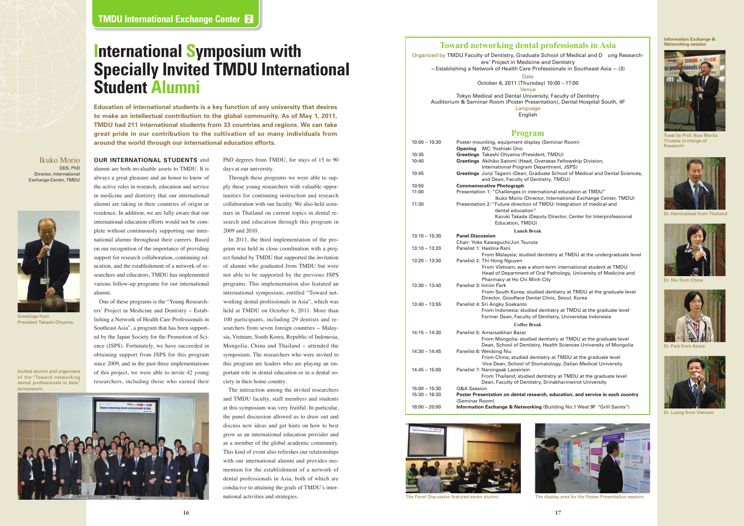TMDU International Exchange Center 2

# International Symposium with Specially Invited TMDU International Student Alumni

**Education of international students is a key function of any university that desires to make an intellectual contribution to the global community. As of May 1, 2011, TMDU had 211 international students from 33 countries and regions. We can take great pride in our contribution to the cultivation of so many individuals from around the world through our international education efforts.**

Ikuko Morio
DDS, PhD
Director, International Exchange Center, TMDU

Greetings from President Takashi Ohyama.

Invited alumni and organizers of the "Toward networking dental professionals in Asia" symposium.

**OUR INTERNATIONAL STUDENTS** and alumni are both invaluable assets to TMDU. It is always a great pleasure and an honor to know of the active roles in research, education and service in medicine and dentistry that our international alumni are taking in their countries of origin or residence. In addition, we are fully aware that our international education efforts would not be complete without continuously supporting our international alumni throughout their careers. Based on our recognition of the importance of providing support for research collaboration, continuing education, and the establishment of a network of researchers and educators, TMDU has implemented various follow-up programs for our international alumni.

One of these programs is the "Young Researchers' Project in Medicine and Dentistry – Establishing a Network of Health Care Professionals in Southeast Asia", a program that has been supported by the Japan Society for the Promotion of Science (JSPS). Fortunately, we have succeeded in obtaining support from JSPS for this program since 2009, and in the past three implementations of this project, we were able to invite 42 young researchers, including those who earned their PhD degrees from TMDU, for stays of 15 to 90 days at our university.

Through these programs we were able to supply these young researchers with valuable opportunities for continuing instruction and research collaboration with our faculty. We also held seminars in Thailand on current topics in dental research and education through this program in 2009 and 2010.

In 2011, the third implementation of the program was held in close coordination with a project funded by TMDU that supported the invitation of alumni who graduated from TMDU but were not able to be supported by the previous JSPS programs. This implementation also featured an international symposium, entitled "Toward networking dental professionals in Asia", which was held at TMDU on October 6, 2011. More than 100 participants, including 29 dentists and researchers from seven foreign countries – Malaysia, Vietnam, South Korea, Republic of Indonesia, Mongolia, China and Thailand – attended the symposium. The researchers who were invited to this program are leaders who are playing an important role in dental education or in a dental society in their home country.

The interaction among the invited researchers and TMDU faculty, staff members and students at this symposium was very fruitful. In particular, the panel discussion allowed us to draw out and discuss new ideas and get hints on how to best grow as an international education provider and as a member of the global academic community. This kind of event also refreshes our relationships with our international alumni and provides momentum for the establishment of a network of dental professionals in Asia, both of which are conducive to attaining the goals of TMDU's international activities and strategies.

## Toward networking dental professionals in Asia

Organized by TMDU Faculty of Dentistry, Graduate School of Medical and D ung Researchers' Project in Medicine and Dentistry
– Establishing a Network of Health Care Professionals in Southeast Asia — (3)

Date
October 6, 2011 (Thursday) 10:00 – 17:00

Venue
Tokyo Medical and Dental University, Faculty of Dentistry
Auditorium & Seminar Room (Poster Presentation), Dental Hospital South, 4F

Language
English

### Program

| | |
|---|---|
| 10:00 – 10:30 | Poster mounting, equipment display (Seminar Room) |
| | **Opening** MC: Yoshiaki Ono |
| 10:35 | **Greetings** Takashi Ohyama (President, TMDU) |
| 10:40 | **Greetings** Akihiko Satomi (Head, Overseas Fellowship Division, International Program Department, JSPS) |
| 10:45 | **Greetings** Junji Tagami (Dean, Graduate School of Medical and Dental Sciences, and Dean, Faculty of Dentistry, TMDU) |
| 10:50 | **Commemorative Photograph** |
| 11:00 | Presentation 1: "Challenges in international education at TMDU" Ikuko Morio (Director, International Exchange Center, TMDU) |
| 11:30 | Presentation 2: "Future direction of TMDU: Integration of medical and dental education" Kazuki Takada (Deputy Director, Center for Interprofessional Education, TMDU) |
| | **Lunch Break** |
| 13:10 – 15:30 | **Panel Discussion** |
| | Chair: Yoko Kawaguchi/Jun Tsuruta |
| 13:10 – 13:20 | Panelist 1: Haslina Rani — From Malaysia; studied dentistry at TMDU at the undergraduate level |
| 13:20 – 13:30 | Panelist 2: Thi Hong Nguyen — From Vietnam; was a short-term international student at TMDU; Head of Department of Oral Pathology, University of Medicine and Pharmacy at Ho Chi Minh City |
| 13:30 – 13:40 | Panelist 3: Innim Park — From South Korea; studied dentistry at TMDU at the graduate level; Director, Goodface Dental Clinic, Seoul, Korea |
| 13:40 – 13:55 | Panelist 4: Sri Angky Soekanto — From Indonesia; studied dentistry at TMDU at the graduate level; Former Dean, Faculty of Dentistry, Universitas Indonesia |
| | **Coffee Break** |
| 14:15 – 14:30 | Panelist 5: Amarsaikhan Bazar — From Mongolia; studied dentistry at TMDU at the graduate level; Dean, School of Dentistry, Health Sciences University of Mongolia |
| 14:30 – 14:45 | Panelist 6: Weidong Niu — From China; studied dentistry at TMDU at the graduate level; Vice Dean, School of Stomatology, Dalian Medical University |
| 14:45 – 15:00 | Panelist 7: Narongsak Laosirisin — From Thailand; studied dentistry at TMDU at the graduate level; Dean, Faculty of Dentistry, Srinakharinwirot University |
| 15:00 – 15:30 | Q&A Session |
| 15:30 – 16:30 | **Poster Presentation on dental research, education, and service in each country** (Seminar Room) |
| 18:00 – 20:00 | **Information Exchange & Networking** (Building No.1 West 9F "Grill Saints") |

The Panel Discussion featured seven alumni.

The display area for the Poster Presentation session.

**Information Exchange & Networking session**

Toast by Prof. Ikuo Morita (Trustee in charge of Research)

Dr. Harnirattisai from Thailand

Dr. Niu from China

Dr. Park from Korea

Dr. Luong from Vietnam